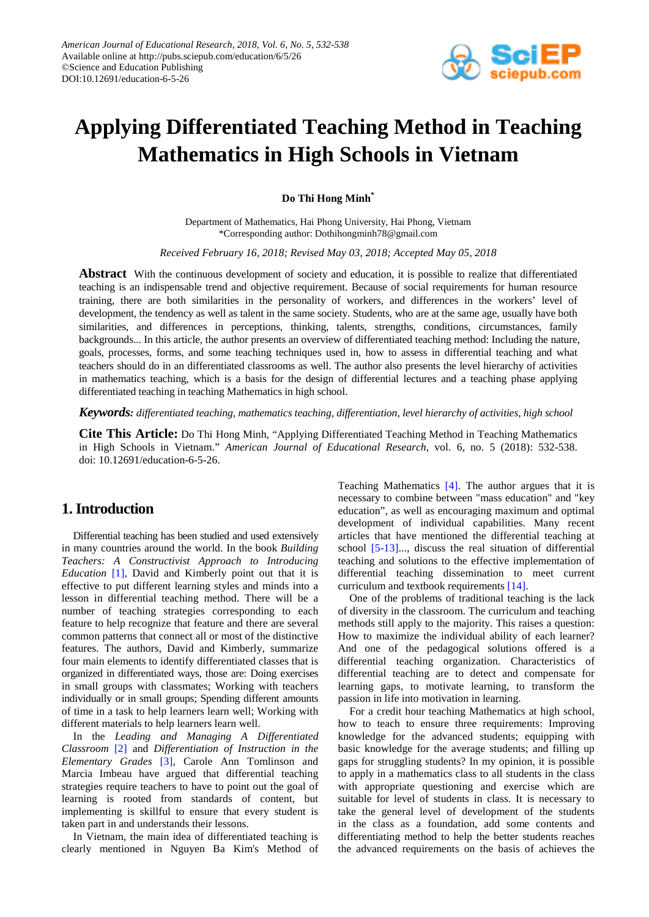# Applying Differentiated Teaching Method in Teaching Mathematics in High Schools in Vietnam

**Do Thi Hong Minh***

Department of Mathematics, Hai Phong University, Hai Phong, Vietnam
*Corresponding author: Dothihongminh78@gmail.com

*Received February 16, 2018; Revised May 03, 2018; Accepted May 05, 2018*

**Abstract** With the continuous development of society and education, it is possible to realize that differentiated teaching is an indispensable trend and objective requirement. Because of social requirements for human resource training, there are both similarities in the personality of workers, and differences in the workers' level of development, the tendency as well as talent in the same society. Students, who are at the same age, usually have both similarities, and differences in perceptions, thinking, talents, strengths, conditions, circumstances, family backgrounds... In this article, the author presents an overview of differentiated teaching method: Including the nature, goals, processes, forms, and some teaching techniques used in, how to assess in differential teaching and what teachers should do in an differentiated classrooms as well. The author also presents the level hierarchy of activities in mathematics teaching, which is a basis for the design of differential lectures and a teaching phase applying differentiated teaching in teaching Mathematics in high school.

***Keywords:*** *differentiated teaching, mathematics teaching, differentiation, level hierarchy of activities, high school*

**Cite This Article:** Do Thi Hong Minh, "Applying Differentiated Teaching Method in Teaching Mathematics in High Schools in Vietnam." *American Journal of Educational Research*, vol. 6, no. 5 (2018): 532-538. doi: 10.12691/education-6-5-26.

## 1. Introduction

Differential teaching has been studied and used extensively in many countries around the world. In the book *Building Teachers: A Constructivist Approach to Introducing Education* [1], David and Kimberly point out that it is effective to put different learning styles and minds into a lesson in differential teaching method. There will be a number of teaching strategies corresponding to each feature to help recognize that feature and there are several common patterns that connect all or most of the distinctive features. The authors, David and Kimberly, summarize four main elements to identify differentiated classes that is organized in differentiated ways, those are: Doing exercises in small groups with classmates; Working with teachers individually or in small groups; Spending different amounts of time in a task to help learners learn well; Working with different materials to help learners learn well.

In the *Leading and Managing A Differentiated Classroom* [2] and *Differentiation of Instruction in the Elementary Grades* [3], Carole Ann Tomlinson and Marcia Imbeau have argued that differential teaching strategies require teachers to have to point out the goal of learning is rooted from standards of content, but implementing is skillful to ensure that every student is taken part in and understands their lessons.

In Vietnam, the main idea of differentiated teaching is clearly mentioned in Nguyen Ba Kim's Method of Teaching Mathematics [4]. The author argues that it is necessary to combine between "mass education" and "key education", as well as encouraging maximum and optimal development of individual capabilities. Many recent articles that have mentioned the differential teaching at school [5-13]..., discuss the real situation of differential teaching and solutions to the effective implementation of differential teaching dissemination to meet current curriculum and textbook requirements [14].

One of the problems of traditional teaching is the lack of diversity in the classroom. The curriculum and teaching methods still apply to the majority. This raises a question: How to maximize the individual ability of each learner? And one of the pedagogical solutions offered is a differential teaching organization. Characteristics of differential teaching are to detect and compensate for learning gaps, to motivate learning, to transform the passion in life into motivation in learning.

For a credit hour teaching Mathematics at high school, how to teach to ensure three requirements: Improving knowledge for the advanced students; equipping with basic knowledge for the average students; and filling up gaps for struggling students? In my opinion, it is possible to apply in a mathematics class to all students in the class with appropriate questioning and exercise which are suitable for level of students in class. It is necessary to take the general level of development of the students in the class as a foundation, add some contents and differentiating method to help the better students reaches the advanced requirements on the basis of achieves the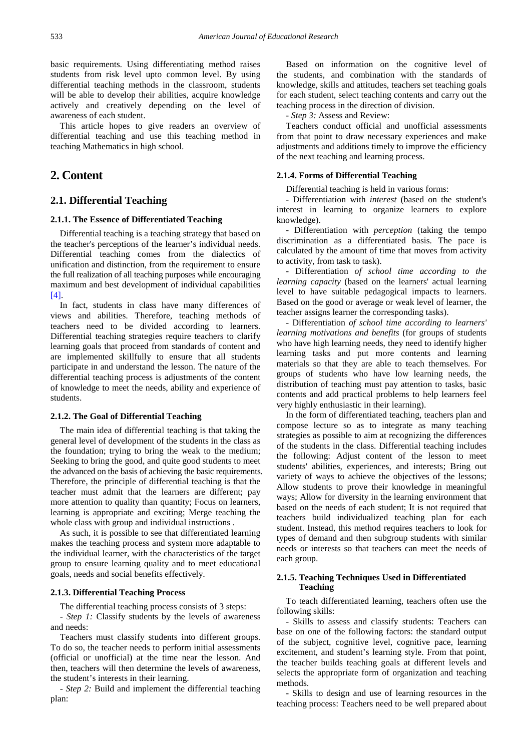basic requirements. Using differentiating method raises students from risk level upto common level. By using differential teaching methods in the classroom, students will be able to develop their abilities, acquire knowledge actively and creatively depending on the level of awareness of each student.

This article hopes to give readers an overview of differential teaching and use this teaching method in teaching Mathematics in high school.

# 2. Content

## 2.1. Differential Teaching

### 2.1.1. The Essence of Differentiated Teaching

Differential teaching is a teaching strategy that based on the teacher's perceptions of the learner's individual needs. Differential teaching comes from the dialectics of unification and distinction, from the requirement to ensure the full realization of all teaching purposes while encouraging maximum and best development of individual capabilities [4].

In fact, students in class have many differences of views and abilities. Therefore, teaching methods of teachers need to be divided according to learners. Differential teaching strategies require teachers to clarify learning goals that proceed from standards of content and are implemented skillfully to ensure that all students participate in and understand the lesson. The nature of the differential teaching process is adjustments of the content of knowledge to meet the needs, ability and experience of students.

### 2.1.2. The Goal of Differential Teaching

The main idea of differential teaching is that taking the general level of development of the students in the class as the foundation; trying to bring the weak to the medium; Seeking to bring the good, and quite good students to meet the advanced on the basis of achieving the basic requirements. Therefore, the principle of differential teaching is that the teacher must admit that the learners are different; pay more attention to quality than quantity; Focus on learners, learning is appropriate and exciting; Merge teaching the whole class with group and individual instructions .

As such, it is possible to see that differentiated learning makes the teaching process and system more adaptable to the individual learner, with the characteristics of the target group to ensure learning quality and to meet educational goals, needs and social benefits effectively.

### 2.1.3. Differential Teaching Process

The differential teaching process consists of 3 steps:

- *Step 1:* Classify students by the levels of awareness and needs:

Teachers must classify students into different groups. To do so, the teacher needs to perform initial assessments (official or unofficial) at the time near the lesson. And then, teachers will then determine the levels of awareness, the student's interests in their learning.

- *Step 2:* Build and implement the differential teaching plan:

Based on information on the cognitive level of the students, and combination with the standards of knowledge, skills and attitudes, teachers set teaching goals for each student, select teaching contents and carry out the teaching process in the direction of division.

- *Step 3:* Assess and Review:

Teachers conduct official and unofficial assessments from that point to draw necessary experiences and make adjustments and additions timely to improve the efficiency of the next teaching and learning process.

### 2.1.4. Forms of Differential Teaching

Differential teaching is held in various forms:

- Differentiation with *interest* (based on the student's interest in learning to organize learners to explore knowledge).

- Differentiation with *perception* (taking the tempo discrimination as a differentiated basis. The pace is calculated by the amount of time that moves from activity to activity, from task to task).

- Differentiation *of school time according to the learning capacity* (based on the learners' actual learning level to have suitable pedagogical impacts to learners. Based on the good or average or weak level of learner, the teacher assigns learner the corresponding tasks).

- Differentiation *of school time according to learners' learning motivations and benefits* (for groups of students who have high learning needs, they need to identify higher learning tasks and put more contents and learning materials so that they are able to teach themselves. For groups of students who have low learning needs, the distribution of teaching must pay attention to tasks, basic contents and add practical problems to help learners feel very highly enthusiastic in their learning).

In the form of differentiated teaching, teachers plan and compose lecture so as to integrate as many teaching strategies as possible to aim at recognizing the differences of the students in the class. Differential teaching includes the following: Adjust content of the lesson to meet students' abilities, experiences, and interests; Bring out variety of ways to achieve the objectives of the lessons; Allow students to prove their knowledge in meaningful ways; Allow for diversity in the learning environment that based on the needs of each student; It is not required that teachers build individualized teaching plan for each student. Instead, this method requires teachers to look for types of demand and then subgroup students with similar needs or interests so that teachers can meet the needs of each group.

### 2.1.5. Teaching Techniques Used in Differentiated Teaching

To teach differentiated learning, teachers often use the following skills:

- Skills to assess and classify students: Teachers can base on one of the following factors: the standard output of the subject, cognitive level, cognitive pace, learning excitement, and student's learning style. From that point, the teacher builds teaching goals at different levels and selects the appropriate form of organization and teaching methods.

- Skills to design and use of learning resources in the teaching process: Teachers need to be well prepared about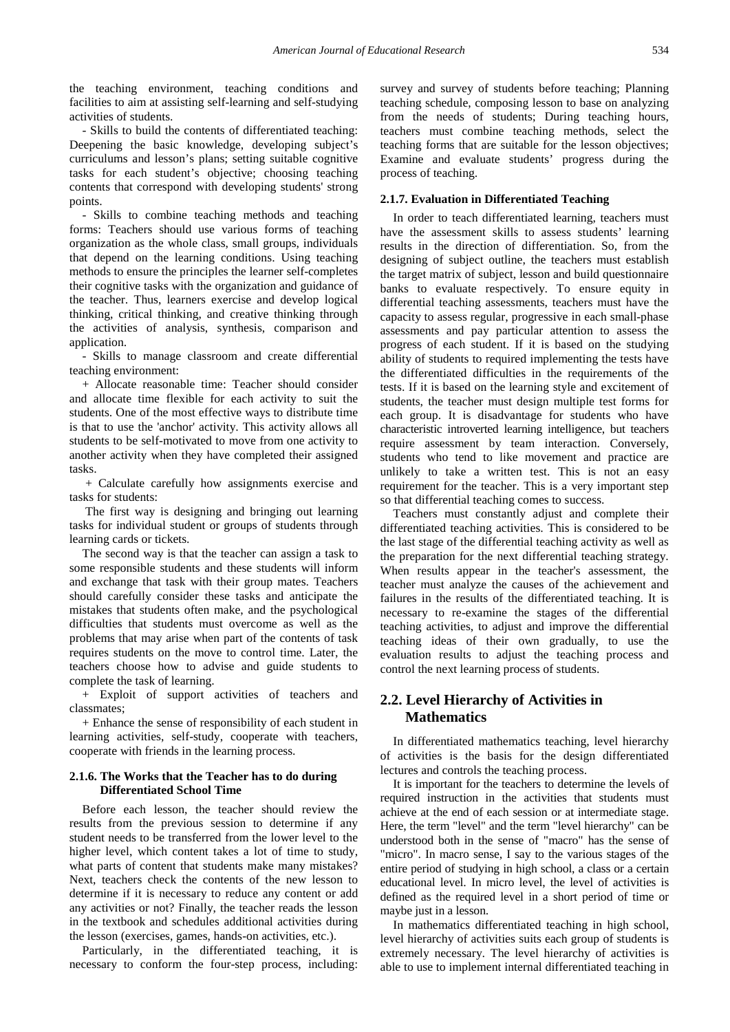the teaching environment, teaching conditions and facilities to aim at assisting self-learning and self-studying activities of students.

- Skills to build the contents of differentiated teaching: Deepening the basic knowledge, developing subject's curriculums and lesson's plans; setting suitable cognitive tasks for each student's objective; choosing teaching contents that correspond with developing students' strong points.

- Skills to combine teaching methods and teaching forms: Teachers should use various forms of teaching organization as the whole class, small groups, individuals that depend on the learning conditions. Using teaching methods to ensure the principles the learner self-completes their cognitive tasks with the organization and guidance of the teacher. Thus, learners exercise and develop logical thinking, critical thinking, and creative thinking through the activities of analysis, synthesis, comparison and application.

- Skills to manage classroom and create differential learning environment:

+ Allocate reasonable time: Teacher should consider and allocate time flexible for each activity to suit the students. One of the most effective ways to distribute time is that to use the 'anchor' activity. This activity allows all students to be self-motivated to move from one activity to another activity when they have completed their assigned tasks.

+ Calculate carefully how assignments exercise and tasks for students:

The first way is designing and bringing out learning tasks for individual student or groups of students through learning cards or tickets.

The second way is that the teacher can assign a task to some responsible students and these students will inform and exchange that task with their group mates. Teachers should carefully consider these tasks and anticipate the mistakes that students often make, and the psychological difficulties that students must overcome as well as the problems that may arise when part of the contents of task requires students on the move to control time. Later, the teachers choose how to advise and guide students to complete the task of learning.

+ Exploit of support activities of teachers and classmates;

+ Enhance the sense of responsibility of each student in learning activities, self-study, cooperate with teachers, cooperate with friends in the learning process.

#### 2.1.6. The Works that the Teacher has to do during Differentiated School Time

Before each lesson, the teacher should review the results from the previous session to determine if any student needs to be transferred from the lower level to the higher level, which content takes a lot of time to study, what parts of content that students make many mistakes? Next, teachers check the contents of the new lesson to determine if it is necessary to reduce any content or add any activities or not? Finally, the teacher reads the lesson in the textbook and schedules additional activities during the lesson (exercises, games, hands-on activities, etc.).

Particularly, in the differentiated teaching, it is necessary to conform the four-step process, including: survey and survey of students before teaching; Planning teaching schedule, composing lesson to base on analyzing from the needs of students; During teaching hours, teachers must combine teaching methods, select the teaching forms that are suitable for the lesson objectives; Examine and evaluate students' progress during the process of teaching.

#### 2.1.7. Evaluation in Differentiated Teaching

In order to teach differentiated learning, teachers must have the assessment skills to assess students' learning results in the direction of differentiation. So, from the designing of subject outline, the teachers must establish the target matrix of subject, lesson and build questionnaire banks to evaluate respectively. To ensure equity in differential teaching assessments, teachers must have the capacity to assess regular, progressive in each small-phase assessments and pay particular attention to assess the progress of each student. If it is based on the studying ability of students to required implementing the tests have the differentiated difficulties in the requirements of the tests. If it is based on the learning style and excitement of students, the teacher must design multiple test forms for each group. It is disadvantage for students who have characteristic introverted learning intelligence, but teachers require assessment by team interaction. Conversely, students who tend to like movement and practice are unlikely to take a written test. This is not an easy requirement for the teacher. This is a very important step so that differential teaching comes to success.

Teachers must constantly adjust and complete their differentiated teaching activities. This is considered to be the last stage of the differential teaching activity as well as the preparation for the next differential teaching strategy. When results appear in the teacher's assessment, the teacher must analyze the causes of the achievement and failures in the results of the differentiated teaching. It is necessary to re-examine the stages of the differential teaching activities, to adjust and improve the differential teaching ideas of their own gradually, to use the evaluation results to adjust the teaching process and control the next learning process of students.

## 2.2. Level Hierarchy of Activities in Mathematics

In differentiated mathematics teaching, level hierarchy of activities is the basis for the design differentiated lectures and controls the teaching process.

It is important for the teachers to determine the levels of required instruction in the activities that students must achieve at the end of each session or at intermediate stage. Here, the term "level" and the term "level hierarchy" can be understood both in the sense of "macro" has the sense of "micro". In macro sense, I say to the various stages of the entire period of studying in high school, a class or a certain educational level. In micro level, the level of activities is defined as the required level in a short period of time or maybe just in a lesson.

In mathematics differentiated teaching in high school, level hierarchy of activities suits each group of students is extremely necessary. The level hierarchy of activities is able to use to implement internal differentiated teaching in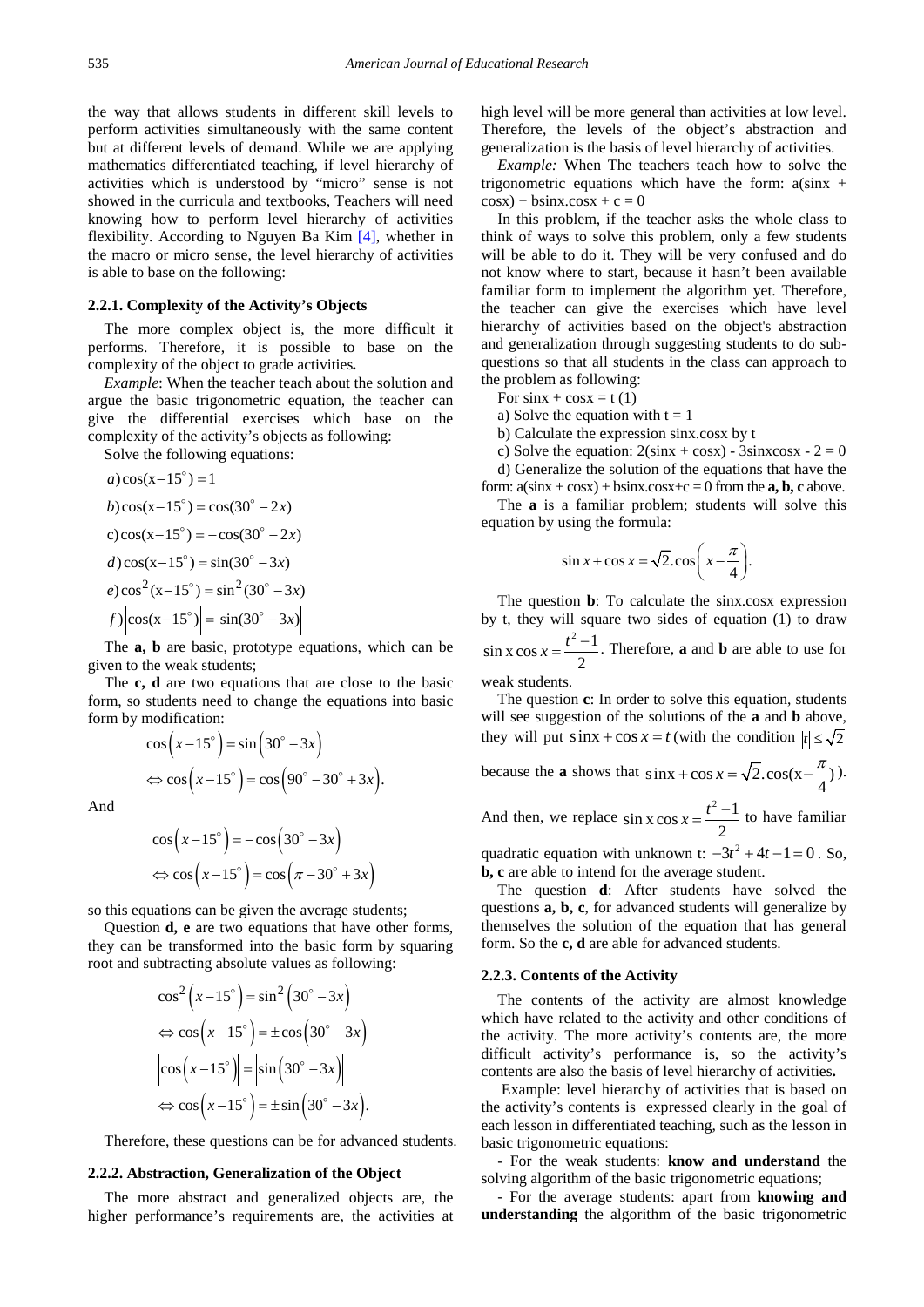the way that allows students in different skill levels to perform activities simultaneously with the same content but at different levels of demand. While we are applying mathematics differentiated teaching, if level hierarchy of activities which is understood by "micro" sense is not showed in the curricula and textbooks, Teachers will need knowing how to perform level hierarchy of activities flexibility. According to Nguyen Ba Kim [4], whether in the macro or micro sense, the level hierarchy of activities is able to base on the following:

#### 2.2.1. Complexity of the Activity's Objects

The more complex object is, the more difficult it performs. Therefore, it is possible to base on the complexity of the object to grade activities**.**

*Example*: When the teacher teach about the solution and argue the basic trigonometric equation, the teacher can give the differential exercises which base on the complexity of the activity's objects as following:

Solve the following equations:

$a) \cos(x-15^\circ) = 1$

$b) \cos(x-15^\circ) = \cos(30^\circ - 2x)$

$c) \cos(x-15^\circ) = -\cos(30^\circ - 2x)$

$d) \cos(x-15^\circ) = \sin(30^\circ - 3x)$

$e) \cos^2(x-15^\circ) = \sin^2(30^\circ - 3x)$

$f) \left|\cos(x-15^\circ)\right| = \left|\sin(30^\circ - 3x)\right|$

The **a, b** are basic, prototype equations, which can be given to the weak students;

The **c, d** are two equations that are close to the basic form, so students need to change the equations into basic form by modification:

$$\cos\left(x-15^\circ\right) = \sin\left(30^\circ - 3x\right)$$
$$\Leftrightarrow \cos\left(x-15^\circ\right) = \cos\left(90^\circ - 30^\circ + 3x\right).$$

And

$$\cos\left(x-15^\circ\right) = -\cos\left(30^\circ - 3x\right)$$
$$\Leftrightarrow \cos\left(x-15^\circ\right) = \cos\left(\pi - 30^\circ + 3x\right)$$

so this equations can be given the average students;

Question **d, e** are two equations that have other forms, they can be transformed into the basic form by squaring root and subtracting absolute values as following:

$$\cos^2\left(x-15^\circ\right) = \sin^2\left(30^\circ - 3x\right)$$
$$\Leftrightarrow \cos\left(x-15^\circ\right) = \pm\cos\left(30^\circ - 3x\right)$$
$$\left|\cos\left(x-15^\circ\right)\right| = \left|\sin\left(30^\circ - 3x\right)\right|$$
$$\Leftrightarrow \cos\left(x-15^\circ\right) = \pm\sin\left(30^\circ - 3x\right).$$

Therefore, these questions can be for advanced students.

#### 2.2.2. Abstraction, Generalization of the Object

The more abstract and generalized objects are, the higher performance's requirements are, the activities at high level will be more general than activities at low level. Therefore, the levels of the object's abstraction and generalization is the basis of level hierarchy of activities.

*Example:* When The teachers teach how to solve the trigonometric equations which have the form: a(sinx + cosx) + bsinx.cosx + c = 0

In this problem, if the teacher asks the whole class to think of ways to solve this problem, only a few students will be able to do it. They will be very confused and do not know where to start, because it hasn't been available familiar form to implement the algorithm yet. Therefore, the teacher can give the exercises which have level hierarchy of activities based on the object's abstraction and generalization through suggesting students to do sub-questions so that all students in the class can approach to the problem as following:

For sinx + cosx = t (1)

a) Solve the equation with t = 1

b) Calculate the expression sinx.cosx by t

c) Solve the equation: 2(sinx + cosx) - 3sinxcosx - 2 = 0

d) Generalize the solution of the equations that have the form: a(sinx + cosx) + bsinx.cosx+c = 0 from the **a, b, c** above.

The **a** is a familiar problem; students will solve this equation by using the formula:

$$\sin x + \cos x = \sqrt{2}.\cos\left(x - \frac{\pi}{4}\right).$$

The question **b**: To calculate the sinx.cosx expression by t, they will square two sides of equation (1) to draw $\sin x \cos x = \frac{t^2-1}{2}$. Therefore, **a** and **b** are able to use for weak students.

The question **c**: In order to solve this equation, students will see suggestion of the solutions of the **a** and **b** above, they will put $\sin x + \cos x = t$ (with the condition $|t| \le \sqrt{2}$ because the **a** shows that $\sin x + \cos x = \sqrt{2}.\cos(x - \frac{\pi}{4})$).

And then, we replace $\sin x \cos x = \frac{t^2-1}{2}$ to have familiar quadratic equation with unknown t: $-3t^2 + 4t - 1 = 0$. So, **b, c** are able to intend for the average student.

The question **d**: After students have solved the questions **a, b, c**, for advanced students will generalize by themselves the solution of the equation that has general form. So the **c, d** are able for advanced students.

#### 2.2.3. Contents of the Activity

The contents of the activity are almost knowledge which have related to the activity and other conditions of the activity. The more activity's contents are, the more difficult activity's performance is, so the activity's contents are also the basis of level hierarchy of activities**.**

Example: level hierarchy of activities that is based on the activity's contents is expressed clearly in the goal of each lesson in differentiated teaching, such as the lesson in basic trigonometric equations:

- For the weak students: **know and understand** the solving algorithm of the basic trigonometric equations;
- For the average students: apart from **knowing and understanding** the algorithm of the basic trigonometric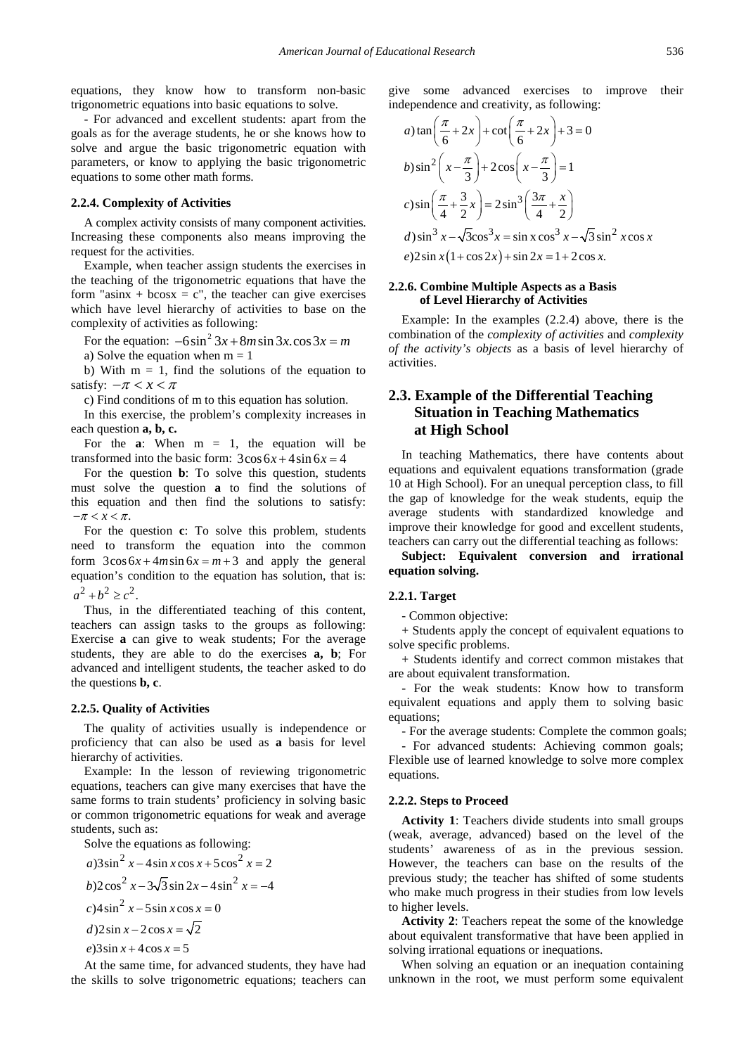equations, they know how to transform non-basic trigonometric equations into basic equations to solve.

- For advanced and excellent students: apart from the goals as for the average students, he or she knows how to solve and argue the basic trigonometric equation with parameters, or know to applying the basic trigonometric equations to some other math forms.

#### 2.2.4. Complexity of Activities

A complex activity consists of many component activities. Increasing these components also means improving the request for the activities.

Example, when teacher assign students the exercises in the teaching of the trigonometric equations that have the form "asinx + bcosx = c", the teacher can give exercises which have level hierarchy of activities to base on the complexity of activities as following:

For the equation: $-6\sin^2 3x + 8m\sin 3x.\cos 3x = m$

a) Solve the equation when m = 1

b) With m = 1, find the solutions of the equation to satisfy: $-\pi < x < \pi$

c) Find conditions of m to this equation has solution.

In this exercise, the problem's complexity increases in each question **a, b, c.**

For the **a**: When m = 1, the equation will be transformed into the basic form: $3\cos 6x + 4\sin 6x = 4$

For the question **b**: To solve this question, students must solve the question **a** to find the solutions of this equation and then find the solutions to satisfy: $-\pi < x < \pi$.

For the question **c**: To solve this problem, students need to transform the equation into the common form $3\cos 6x + 4m\sin 6x = m + 3$ and apply the general equation's condition to the equation has solution, that is: $a^2 + b^2 \geq c^2$.

Thus, in the differentiated teaching of this content, teachers can assign tasks to the groups as following: Exercise **a** can give to weak students; For the average students, they are able to do the exercises **a, b**; For advanced and intelligent students, the teacher asked to do the questions **b, c**.

#### 2.2.5. Quality of Activities

The quality of activities usually is independence or proficiency that can also be used as **a** basis for level hierarchy of activities.

Example: In the lesson of reviewing trigonometric equations, teachers can give many exercises that have the same forms to train students' proficiency in solving basic or common trigonometric equations for weak and average students, such as:

Solve the equations as following:

$a) 3\sin^2 x - 4\sin x\cos x + 5\cos^2 x = 2$

$b) 2\cos^2 x - 3\sqrt{3}\sin 2x - 4\sin^2 x = -4$

$c) 4\sin^2 x - 5\sin x\cos x = 0$

$d) 2\sin x - 2\cos x = \sqrt{2}$

$e) 3\sin x + 4\cos x = 5$

At the same time, for advanced students, they have had the skills to solve trigonometric equations; teachers can give some advanced exercises to improve their independence and creativity, as following:

$a) \tan\left(\frac{\pi}{6} + 2x\right) + \cot\left(\frac{\pi}{6} + 2x\right) + 3 = 0$

$b) \sin^2\left(x - \frac{\pi}{3}\right) + 2\cos\left(x - \frac{\pi}{3}\right) = 1$

$c) \sin\left(\frac{\pi}{4} + \frac{3}{2}x\right) = 2\sin^3\left(\frac{3\pi}{4} + \frac{x}{2}\right)$

$d) \sin^3 x - \sqrt{3}\cos^3 x = \sin x\cos^3 x - \sqrt{3}\sin^2 x\cos x$

$e) 2\sin x(1 + \cos 2x) + \sin 2x = 1 + 2\cos x.$

#### 2.2.6. Combine Multiple Aspects as a Basis of Level Hierarchy of Activities

Example: In the examples (2.2.4) above, there is the combination of the *complexity of activities* and *complexity of the activity's objects* as a basis of level hierarchy of activities.

### 2.3. Example of the Differential Teaching Situation in Teaching Mathematics at High School

In teaching Mathematics, there have contents about equations and equivalent equations transformation (grade 10 at High School). For an unequal perception class, to fill the gap of knowledge for the weak students, equip the average students with standardized knowledge and improve their knowledge for good and excellent students, teachers can carry out the differential teaching as follows:

**Subject: Equivalent conversion and irrational equation solving.**

#### 2.2.1. Target

- Common objective:

+ Students apply the concept of equivalent equations to solve specific problems.

+ Students identify and correct common mistakes that are about equivalent transformation.

- For the weak students: Know how to transform equivalent equations and apply them to solving basic equations;

- For the average students: Complete the common goals;

- For advanced students: Achieving common goals; Flexible use of learned knowledge to solve more complex equations.

#### 2.2.2. Steps to Proceed

**Activity 1**: Teachers divide students into small groups (weak, average, advanced) based on the level of the students' awareness of as in the previous session. However, the teachers can base on the results of the previous study; the teacher has shifted of some students who make much progress in their studies from low levels to higher levels.

**Activity 2**: Teachers repeat the some of the knowledge about equivalent transformative that have been applied in solving irrational equations or inequations.

When solving an equation or an inequation containing unknown in the root, we must perform some equivalent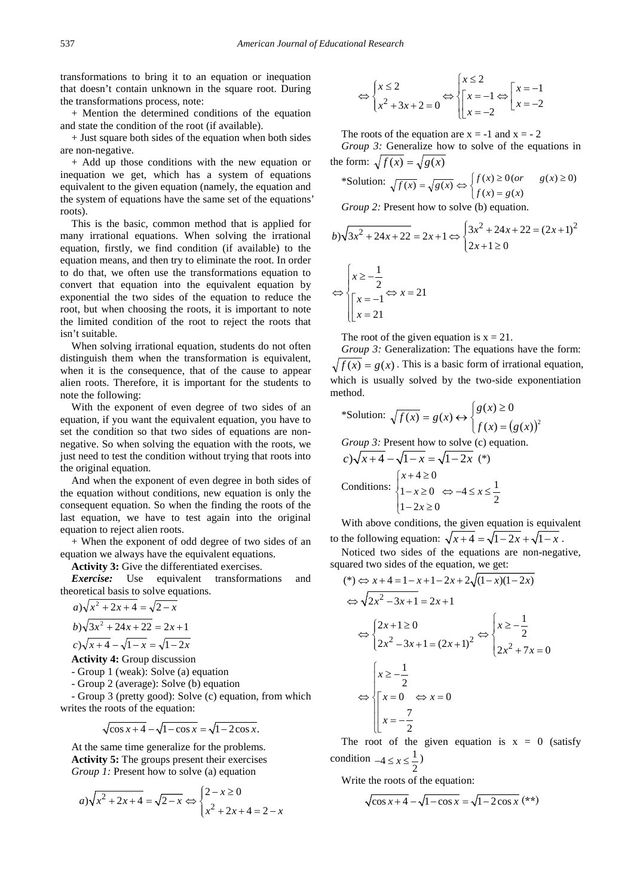transformations to bring it to an equation or inequation that doesn't contain unknown in the square root. During the transformations process, note:

+ Mention the determined conditions of the equation and state the condition of the root (if available).

+ Just square both sides of the equation when both sides are non-negative.

+ Add up those conditions with the new equation or inequation we get, which has a system of equations equivalent to the given equation (namely, the equation and the system of equations have the same set of the equations' roots).

This is the basic, common method that is applied for many irrational equations. When solving the irrational equation, firstly, we find condition (if available) to the equation means, and then try to eliminate the root. In order to do that, we often use the transformations equation to convert that equation into the equivalent equation by exponential the two sides of the equation to reduce the root, but when choosing the roots, it is important to note the limited condition of the root to reject the roots that isn't suitable.

When solving irrational equation, students do not often distinguish them when the transformation is equivalent, when it is the consequence, that of the cause to appear alien roots. Therefore, it is important for the students to note the following:

With the exponent of even degree of two sides of an equation, if you want the equivalent equation, you have to set the condition so that two sides of equations are non-negative. So when solving the equation with the roots, we just need to test the condition without trying that roots into the original equation.

And when the exponent of even degree in both sides of the equation without conditions, new equation is only the consequent equation. So when the finding the roots of the last equation, we have to test again into the original equation to reject alien roots.

+ When the exponent of odd degree of two sides of an equation we always have the equivalent equations.

**Activity 3:** Give the differentiated exercises.

***Exercise:*** Use equivalent transformations and theoretical basis to solve equations.

$a)\sqrt{x^2+2x+4}=\sqrt{2-x}$

$b)\sqrt{3x^2+24x+22}=2x+1$

$c)\sqrt{x+4}-\sqrt{1-x}=\sqrt{1-2x}$

**Activity 4:** Group discussion

- Group 1 (weak): Solve (a) equation
- Group 2 (average): Solve (b) equation
- Group 3 (pretty good): Solve (c) equation, from which writes the roots of the equation:

$$\sqrt{\cos x+4}-\sqrt{1-\cos x}=\sqrt{1-2\cos x}.$$

At the same time generalize for the problems.

**Activity 5:** The groups present their exercises

*Group 1:* Present how to solve (a) equation

$$a)\sqrt{x^2+2x+4}=\sqrt{2-x}\Leftrightarrow\begin{cases}2-x\geq 0\\ x^2+2x+4=2-x\end{cases}$$

$$\Leftrightarrow\begin{cases}x\leq 2\\ x^2+3x+2=0\end{cases}\Leftrightarrow\begin{cases}x\leq 2\\ \left[\begin{array}{l}x=-1\\ x=-2\end{array}\right.\end{cases}\Leftrightarrow\left[\begin{array}{l}x=-1\\ x=-2\end{array}\right.$$

The roots of the equation are x = -1 and x = - 2

*Group 3:* Generalize how to solve of the equations in the form: $\sqrt{f(x)}=\sqrt{g(x)}$

*Solution: $\sqrt{f(x)}=\sqrt{g(x)}\Leftrightarrow\begin{cases}f(x)\geq 0\,(or \quad g(x)\geq 0)\\ f(x)=g(x)\end{cases}$

*Group 2:* Present how to solve (b) equation.

$$b)\sqrt{3x^2+24x+22}=2x+1\Leftrightarrow\begin{cases}3x^2+24x+22=(2x+1)^2\\ 2x+1\geq 0\end{cases}$$

$$\Leftrightarrow\begin{cases}x\geq-\dfrac{1}{2}\\ \left[\begin{array}{l}x=-1\\ x=21\end{array}\right.\end{cases}\Leftrightarrow x=21$$

The root of the given equation is x = 21.

*Group 3:* Generalization: The equations have the form: $\sqrt{f(x)}=g(x)$. This is a basic form of irrational equation, which is usually solved by the two-side exponentiation method.

*Solution: $\sqrt{f(x)}=g(x)\leftrightarrow\begin{cases}g(x)\geq 0\\ f(x)=(g(x))^2\end{cases}$

*Group 3:* Present how to solve (c) equation.

$c)\sqrt{x+4}-\sqrt{1-x}=\sqrt{1-2x}$ (*)

Conditions: $\begin{cases}x+4\geq 0\\ 1-x\geq 0\\ 1-2x\geq 0\end{cases}\Leftrightarrow -4\leq x\leq\dfrac{1}{2}$

With above conditions, the given equation is equivalent to the following equation: $\sqrt{x+4}=\sqrt{1-2x}+\sqrt{1-x}$.

Noticed two sides of the equations are non-negative, squared two sides of the equation, we get:

$$(*)\Leftrightarrow x+4=1-x+1-2x+2\sqrt{(1-x)(1-2x)}$$

$$\Leftrightarrow\sqrt{2x^2-3x+1}=2x+1$$

$$\Leftrightarrow\begin{cases}2x+1\geq 0\\ 2x^2-3x+1=(2x+1)^2\end{cases}\Leftrightarrow\begin{cases}x\geq-\dfrac{1}{2}\\ 2x^2+7x=0\end{cases}$$

$$\Leftrightarrow\begin{cases}x\geq-\dfrac{1}{2}\\ \left[\begin{array}{l}x=0\\ x=-\dfrac{7}{2}\end{array}\right.\end{cases}\Leftrightarrow x=0$$

The root of the given equation is x = 0 (satisfy condition $-4\leq x\leq\dfrac{1}{2}$)

Write the roots of the equation:

$$\sqrt{\cos x+4}-\sqrt{1-\cos x}=\sqrt{1-2\cos x}\ (**)$$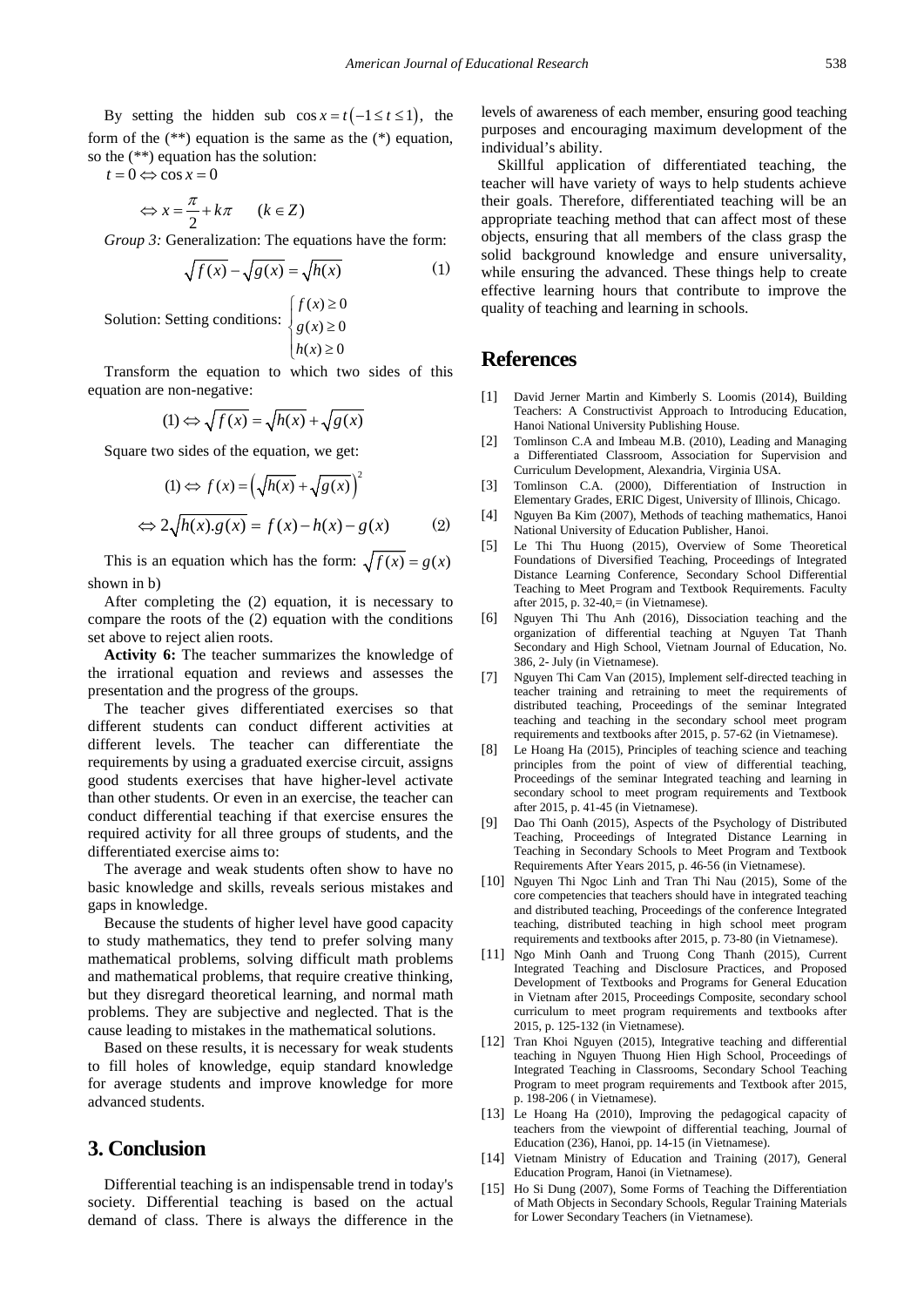By setting the hidden sub $\cos x = t\left(-1 \le t \le 1\right)$, the form of the (**) equation is the same as the (*) equation, so the (**) equation has the solution:

$t = 0 \Leftrightarrow \cos x = 0$

$$\Leftrightarrow x = \frac{\pi}{2} + k\pi \qquad (k \in Z)$$

*Group 3:* Generalization: The equations have the form:

$$\sqrt{f(x)} - \sqrt{g(x)} = \sqrt{h(x)} \qquad (1)$$

Solution: Setting conditions: $\begin{cases} f(x) \ge 0 \\ g(x) \ge 0 \\ h(x) \ge 0 \end{cases}$

Transform the equation to which two sides of this equation are non-negative:

$$(1) \Leftrightarrow \sqrt{f(x)} = \sqrt{h(x)} + \sqrt{g(x)}$$

Square two sides of the equation, we get:

$$(1) \Leftrightarrow f(x) = \left(\sqrt{h(x)} + \sqrt{g(x)}\right)^2$$

$$\Leftrightarrow 2\sqrt{h(x).g(x)} = f(x) - h(x) - g(x) \qquad (2)$$

This is an equation which has the form: $\sqrt{f(x)} = g(x)$ shown in b)

After completing the (2) equation, it is necessary to compare the roots of the (2) equation with the conditions set above to reject alien roots.

**Activity 6:** The teacher summarizes the knowledge of the irrational equation and reviews and assesses the presentation and the progress of the groups.

The teacher gives differentiated exercises so that different students can conduct different activities at different levels. The teacher can differentiate the requirements by using a graduated exercise circuit, assigns good students exercises that have higher-level activate than other students. Or even in an exercise, the teacher can conduct differential teaching if that exercise ensures the required activity for all three groups of students, and the differentiated exercise aims to:

The average and weak students often show to have no basic knowledge and skills, reveals serious mistakes and gaps in knowledge.

Because the students of higher level have good capacity to study mathematics, they tend to prefer solving many mathematical problems, solving difficult math problems and mathematical problems, that require creative thinking, but they disregard theoretical learning, and normal math problems. They are subjective and neglected. That is the cause leading to mistakes in the mathematical solutions.

Based on these results, it is necessary for weak students to fill holes of knowledge, equip standard knowledge for average students and improve knowledge for more advanced students.

## 3. Conclusion

Differential teaching is an indispensable trend in today's society. Differential teaching is based on the actual demand of class. There is always the difference in the levels of awareness of each member, ensuring good teaching purposes and encouraging maximum development of the individual's ability.

Skillful application of differentiated teaching, the teacher will have variety of ways to help students achieve their goals. Therefore, differentiated teaching will be an appropriate teaching method that can affect most of these objects, ensuring that all members of the class grasp the solid background knowledge and ensure universality, while ensuring the advanced. These things help to create effective learning hours that contribute to improve the quality of teaching and learning in schools.

## References

[1] David Jerner Martin and Kimberly S. Loomis (2014), Building Teachers: A Constructivist Approach to Introducing Education, Hanoi National University Publishing House.

[2] Tomlinson C.A and Imbeau M.B. (2010), Leading and Managing a Differentiated Classroom, Association for Supervision and Curriculum Development, Alexandria, Virginia USA.

[3] Tomlinson C.A. (2000), Differentiation of Instruction in Elementary Grades, ERIC Digest, University of Illinois, Chicago.

[4] Nguyen Ba Kim (2007), Methods of teaching mathematics, Hanoi National University of Education Publisher, Hanoi.

[5] Le Thi Thu Huong (2015), Overview of Some Theoretical Foundations of Diversified Teaching, Proceedings of Integrated Distance Learning Conference, Secondary School Differential Teaching to Meet Program and Textbook Requirements. Faculty after 2015, p. 32-40,= (in Vietnamese).

[6] Nguyen Thi Thu Anh (2016), Dissociation teaching and the organization of differential teaching at Nguyen Tat Thanh Secondary and High School, Vietnam Journal of Education, No. 386, 2- July (in Vietnamese).

[7] Nguyen Thi Cam Van (2015), Implement self-directed teaching in teacher training and retraining to meet the requirements of distributed teaching, Proceedings of the seminar Integrated teaching and teaching in the secondary school meet program requirements and textbooks after 2015, p. 57-62 (in Vietnamese).

[8] Le Hoang Ha (2015), Principles of teaching science and teaching principles from the point of view of differential teaching, Proceedings of the seminar Integrated teaching and learning in secondary school to meet program requirements and Textbook after 2015, p. 41-45 (in Vietnamese).

[9] Dao Thi Oanh (2015), Aspects of the Psychology of Distributed Teaching, Proceedings of Integrated Distance Learning in Teaching in Secondary Schools to Meet Program and Textbook Requirements After Years 2015, p. 46-56 (in Vietnamese).

[10] Nguyen Thi Ngoc Linh and Tran Thi Nau (2015), Some of the core competencies that teachers should have in integrated teaching and distributed teaching, Proceedings of the conference Integrated teaching, distributed teaching in high school meet program requirements and textbooks after 2015, p. 73-80 (in Vietnamese).

[11] Ngo Minh Oanh and Truong Cong Thanh (2015), Current Integrated Teaching and Disclosure Practices, and Proposed Development of Textbooks and Programs for General Education in Vietnam after 2015, Proceedings Composite, secondary school curriculum to meet program requirements and textbooks after 2015, p. 125-132 (in Vietnamese).

[12] Tran Khoi Nguyen (2015), Integrative teaching and differential teaching in Nguyen Thuong Hien High School, Proceedings of Integrated Teaching in Classrooms, Secondary School Teaching Program to meet program requirements and Textbook after 2015, p. 198-206 ( in Vietnamese).

[13] Le Hoang Ha (2010), Improving the pedagogical capacity of teachers from the viewpoint of differential teaching, Journal of Education (236), Hanoi, pp. 14-15 (in Vietnamese).

[14] Vietnam Ministry of Education and Training (2017), General Education Program, Hanoi (in Vietnamese).

[15] Ho Si Dung (2007), Some Forms of Teaching the Differentiation of Math Objects in Secondary Schools, Regular Training Materials for Lower Secondary Teachers (in Vietnamese).